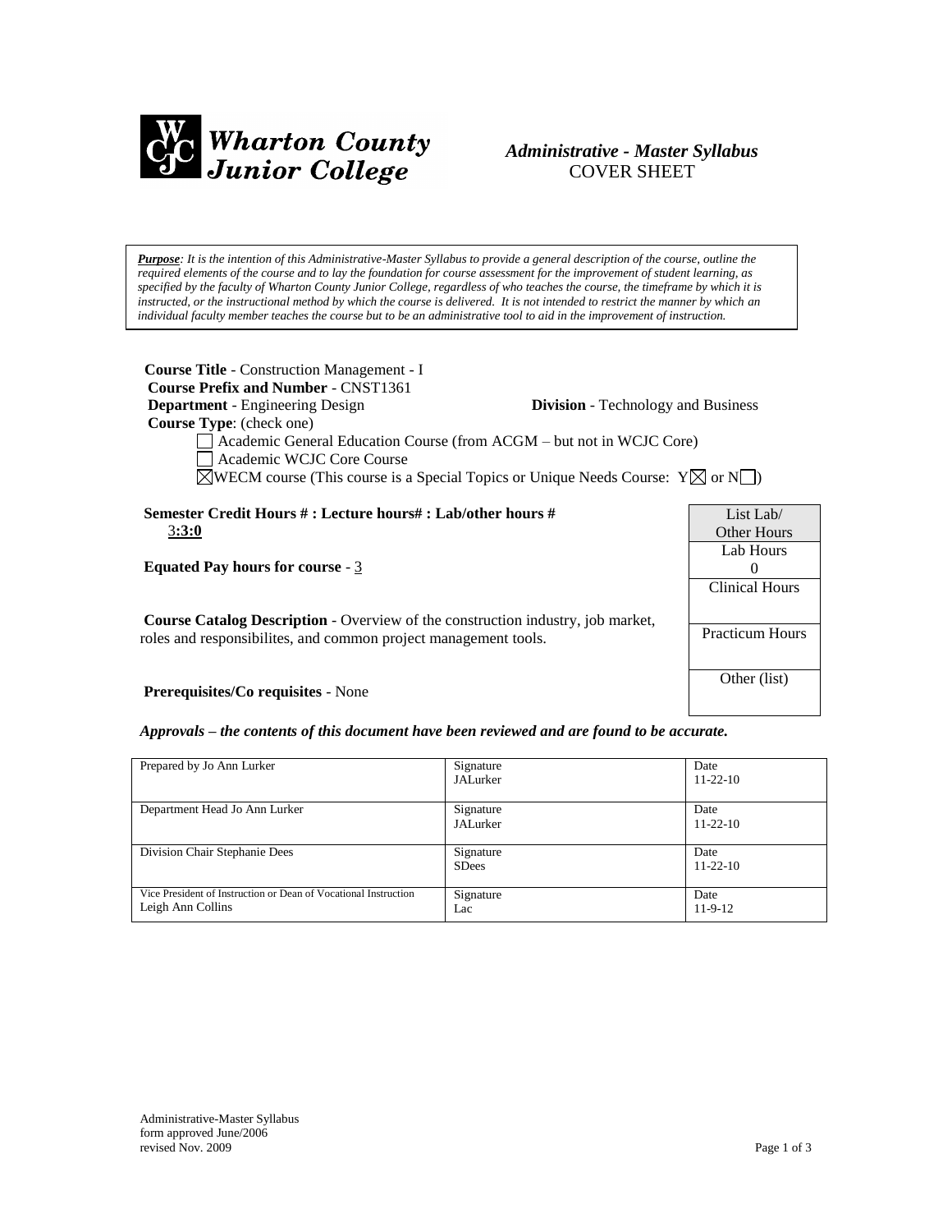**Wharton County Junior College**

*Administrative - Master Syllabus*
COVER SHEET

***Purpose**: It is the intention of this Administrative-Master Syllabus to provide a general description of the course, outline the required elements of the course and to lay the foundation for course assessment for the improvement of student learning, as specified by the faculty of Wharton County Junior College, regardless of who teaches the course, the timeframe by which it is instructed, or the instructional method by which the course is delivered. It is not intended to restrict the manner by which an individual faculty member teaches the course but to be an administrative tool to aid in the improvement of instruction.*

**Course Title** - Construction Management - I
**Course Prefix and Number** - CNST1361
**Department** - Engineering Design **Division** - Technology and Business
**Course Type**: (check one)

- ☐ Academic General Education Course (from ACGM – but not in WCJC Core)
- ☐ Academic WCJC Core Course
- ☒ WECM course (This course is a Special Topics or Unique Needs Course: Y☒ or N☐)

**Semester Credit Hours # : Lecture hours# : Lab/other hours #**
3**:3:0**

**Equated Pay hours for course** - 3

**Course Catalog Description** - Overview of the construction industry, job market, roles and responsibilites, and common project management tools.

**Prerequisites/Co requisites** - None

| List Lab/ Other Hours |
|---|
| Lab Hours 0 |
| Clinical Hours |
| Practicum Hours |
| Other (list) |

***Approvals – the contents of this document have been reviewed and are found to be accurate.***

| | | |
|---|---|---|
| Prepared by Jo Ann Lurker | Signature JALurker | Date 11-22-10 |
| Department Head Jo Ann Lurker | Signature JALurker | Date 11-22-10 |
| Division Chair Stephanie Dees | Signature SDees | Date 11-22-10 |
| Vice President of Instruction or Dean of Vocational Instruction Leigh Ann Collins | Signature Lac | Date 11-9-12 |

Administrative-Master Syllabus
form approved June/2006
revised Nov. 2009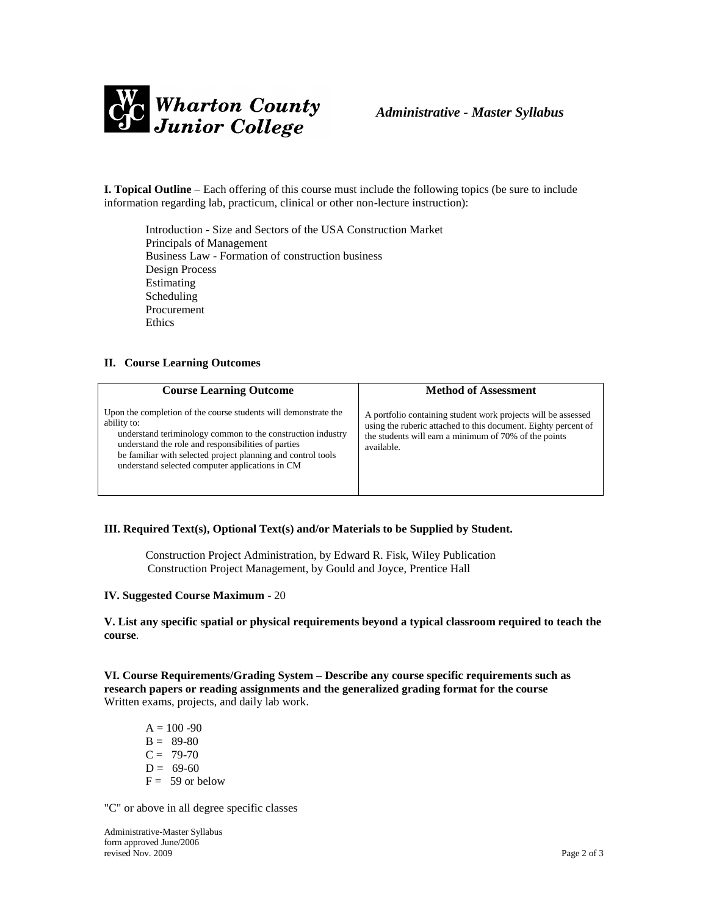*Administrative - Master Syllabus*

**I. Topical Outline** – Each offering of this course must include the following topics (be sure to include information regarding lab, practicum, clinical or other non-lecture instruction):

Introduction - Size and Sectors of the USA Construction Market
Principals of Management
Business Law - Formation of construction business
Design Process
Estimating
Scheduling
Procurement
Ethics

**II. Course Learning Outcomes**

| Course Learning Outcome | Method of Assessment |
| --- | --- |
| Upon the completion of the course students will demonstrate the ability to:<br>understand teriminology common to the construction industry<br>understand the role and responsibilities of parties<br>be familiar with selected project planning and control tools<br>understand selected computer applications in CM | A portfolio containing student work projects will be assessed using the ruberic attached to this document. Eighty percent of the students will earn a minimum of 70% of the points available. |

**III. Required Text(s), Optional Text(s) and/or Materials to be Supplied by Student.**

Construction Project Administration, by Edward R. Fisk, Wiley Publication
Construction Project Management, by Gould and Joyce, Prentice Hall

**IV. Suggested Course Maximum** - 20

**V. List any specific spatial or physical requirements beyond a typical classroom required to teach the course**.

**VI. Course Requirements/Grading System – Describe any course specific requirements such as research papers or reading assignments and the generalized grading format for the course**
Written exams, projects, and daily lab work.

A = 100 -90
B = 89-80
C = 79-70
D = 69-60
F = 59 or below

"C" or above in all degree specific classes

Administrative-Master Syllabus
form approved June/2006
revised Nov. 2009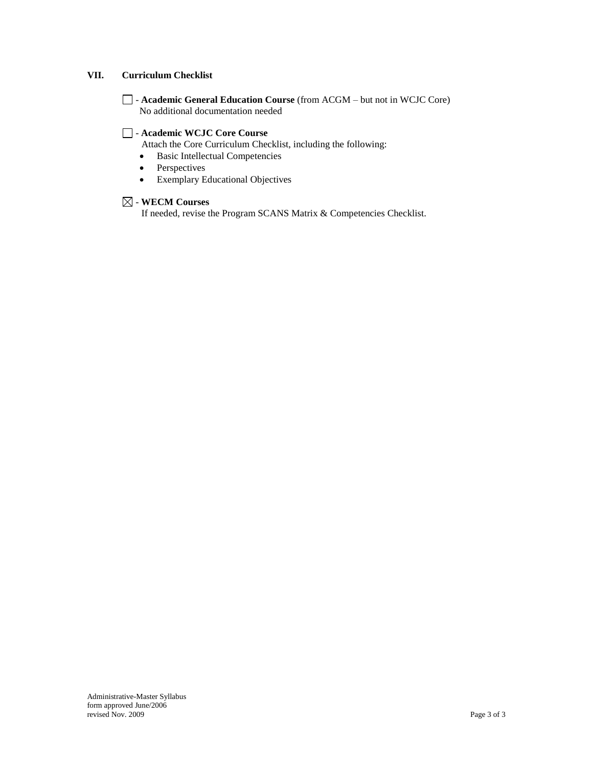## VII. Curriculum Checklist

☐ - **Academic General Education Course** (from ACGM – but not in WCJC Core)
No additional documentation needed

☐ - **Academic WCJC Core Course**
Attach the Core Curriculum Checklist, including the following:

- Basic Intellectual Competencies
- Perspectives
- Exemplary Educational Objectives

☒ - **WECM Courses**
If needed, revise the Program SCANS Matrix & Competencies Checklist.

Administrative-Master Syllabus
form approved June/2006
revised Nov. 2009